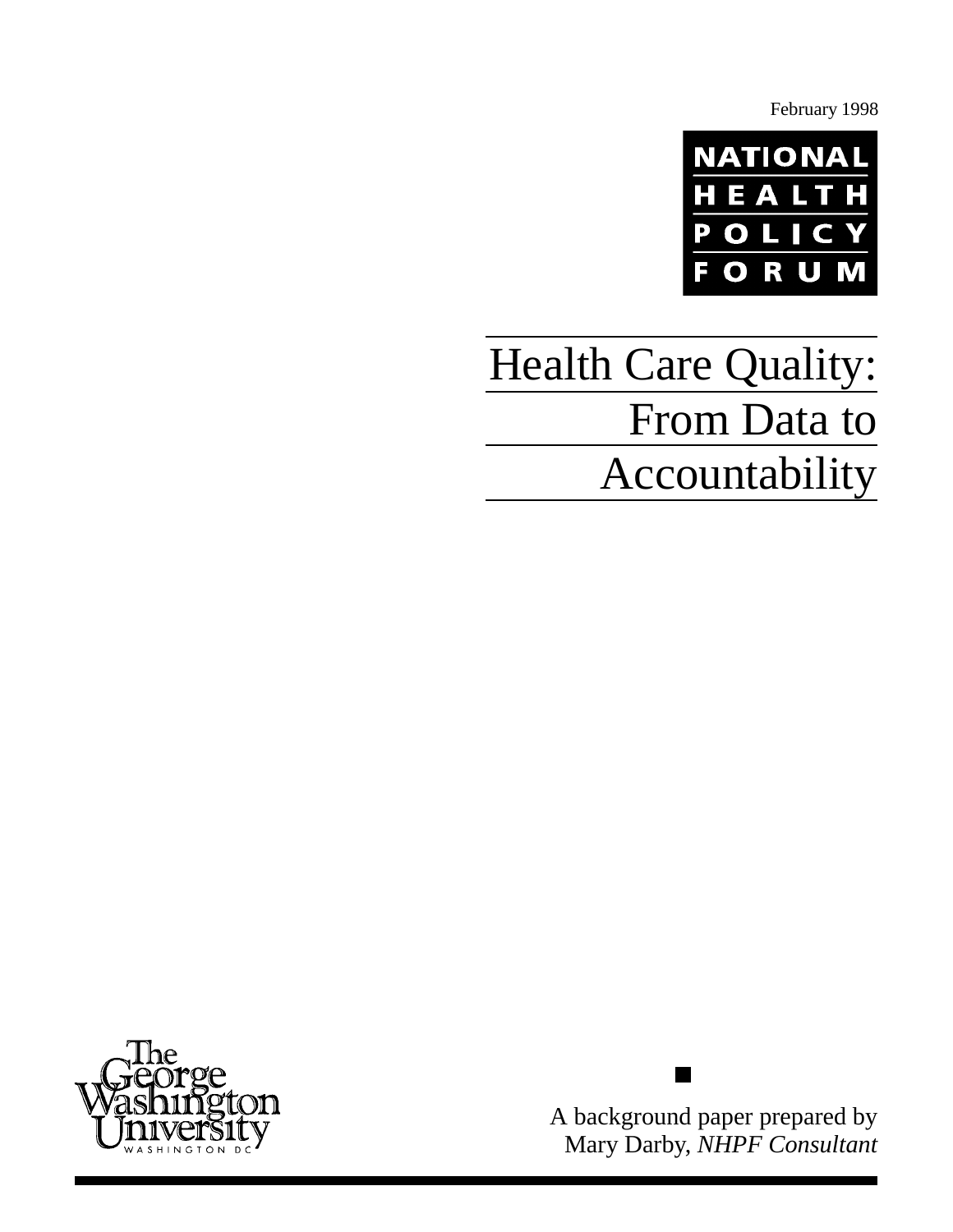February 1998

NATIONAL HEALTH POLICY FORUM

# Health Care Quality: From Data to Accountability

The George Washington University
WASHINGTON DC

A background paper prepared by
Mary Darby, *NHPF Consultant*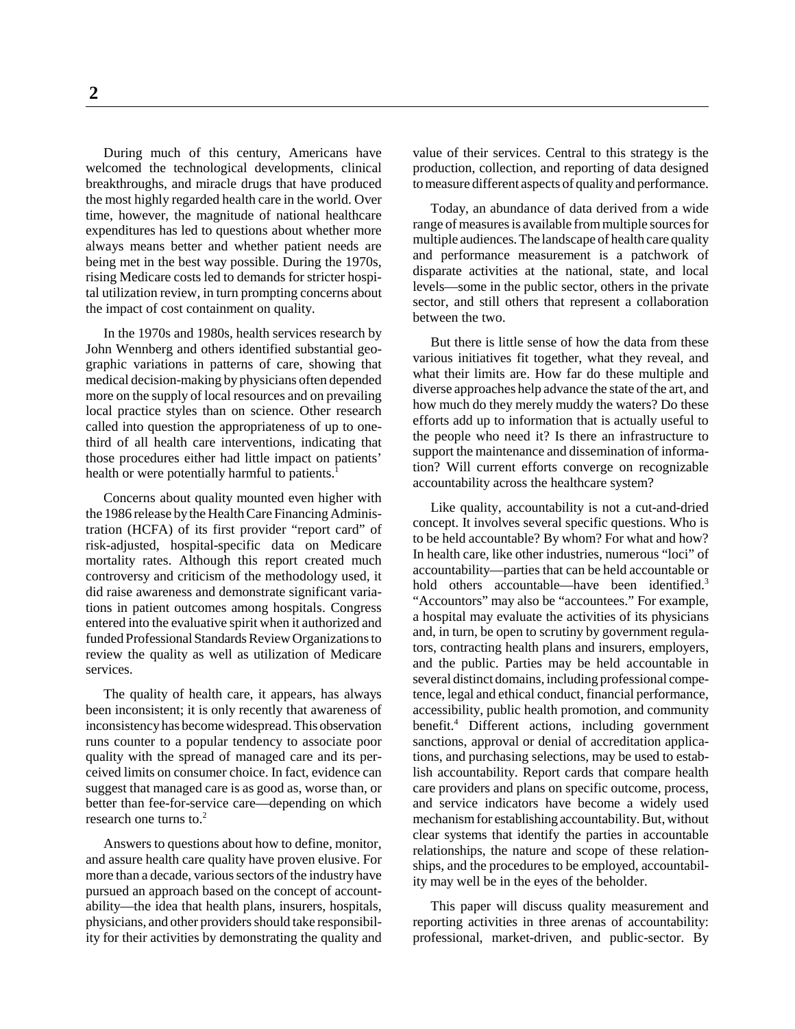During much of this century, Americans have welcomed the technological developments, clinical breakthroughs, and miracle drugs that have produced the most highly regarded health care in the world. Over time, however, the magnitude of national healthcare expenditures has led to questions about whether more always means better and whether patient needs are being met in the best way possible. During the 1970s, rising Medicare costs led to demands for stricter hospital utilization review, in turn prompting concerns about the impact of cost containment on quality.

In the 1970s and 1980s, health services research by John Wennberg and others identified substantial geographic variations in patterns of care, showing that medical decision-making by physicians often depended more on the supply of local resources and on prevailing local practice styles than on science. Other research called into question the appropriateness of up to one-third of all health care interventions, indicating that those procedures either had little impact on patients' health or were potentially harmful to patients.[1]

Concerns about quality mounted even higher with the 1986 release by the Health Care Financing Administration (HCFA) of its first provider "report card" of risk-adjusted, hospital-specific data on Medicare mortality rates. Although this report created much controversy and criticism of the methodology used, it did raise awareness and demonstrate significant variations in patient outcomes among hospitals. Congress entered into the evaluative spirit when it authorized and funded Professional Standards Review Organizations to review the quality as well as utilization of Medicare services.

The quality of health care, it appears, has always been inconsistent; it is only recently that awareness of inconsistency has become widespread. This observation runs counter to a popular tendency to associate poor quality with the spread of managed care and its perceived limits on consumer choice. In fact, evidence can suggest that managed care is as good as, worse than, or better than fee-for-service care—depending on which research one turns to.[2]

Answers to questions about how to define, monitor, and assure health care quality have proven elusive. For more than a decade, various sectors of the industry have pursued an approach based on the concept of accountability—the idea that health plans, insurers, hospitals, physicians, and other providers should take responsibility for their activities by demonstrating the quality and value of their services. Central to this strategy is the production, collection, and reporting of data designed to measure different aspects of quality and performance.

Today, an abundance of data derived from a wide range of measures is available from multiple sources for multiple audiences. The landscape of health care quality and performance measurement is a patchwork of disparate activities at the national, state, and local levels—some in the public sector, others in the private sector, and still others that represent a collaboration between the two.

But there is little sense of how the data from these various initiatives fit together, what they reveal, and what their limits are. How far do these multiple and diverse approaches help advance the state of the art, and how much do they merely muddy the waters? Do these efforts add up to information that is actually useful to the people who need it? Is there an infrastructure to support the maintenance and dissemination of information? Will current efforts converge on recognizable accountability across the healthcare system?

Like quality, accountability is not a cut-and-dried concept. It involves several specific questions. Who is to be held accountable? By whom? For what and how? In health care, like other industries, numerous "loci" of accountability—parties that can be held accountable or hold others accountable—have been identified.[3] "Accountors" may also be "accountees." For example, a hospital may evaluate the activities of its physicians and, in turn, be open to scrutiny by government regulators, contracting health plans and insurers, employers, and the public. Parties may be held accountable in several distinct domains, including professional competence, legal and ethical conduct, financial performance, accessibility, public health promotion, and community benefit.[4] Different actions, including government sanctions, approval or denial of accreditation applications, and purchasing selections, may be used to establish accountability. Report cards that compare health care providers and plans on specific outcome, process, and service indicators have become a widely used mechanism for establishing accountability. But, without clear systems that identify the parties in accountable relationships, the nature and scope of these relationships, and the procedures to be employed, accountability may well be in the eyes of the beholder.

This paper will discuss quality measurement and reporting activities in three arenas of accountability: professional, market-driven, and public-sector. By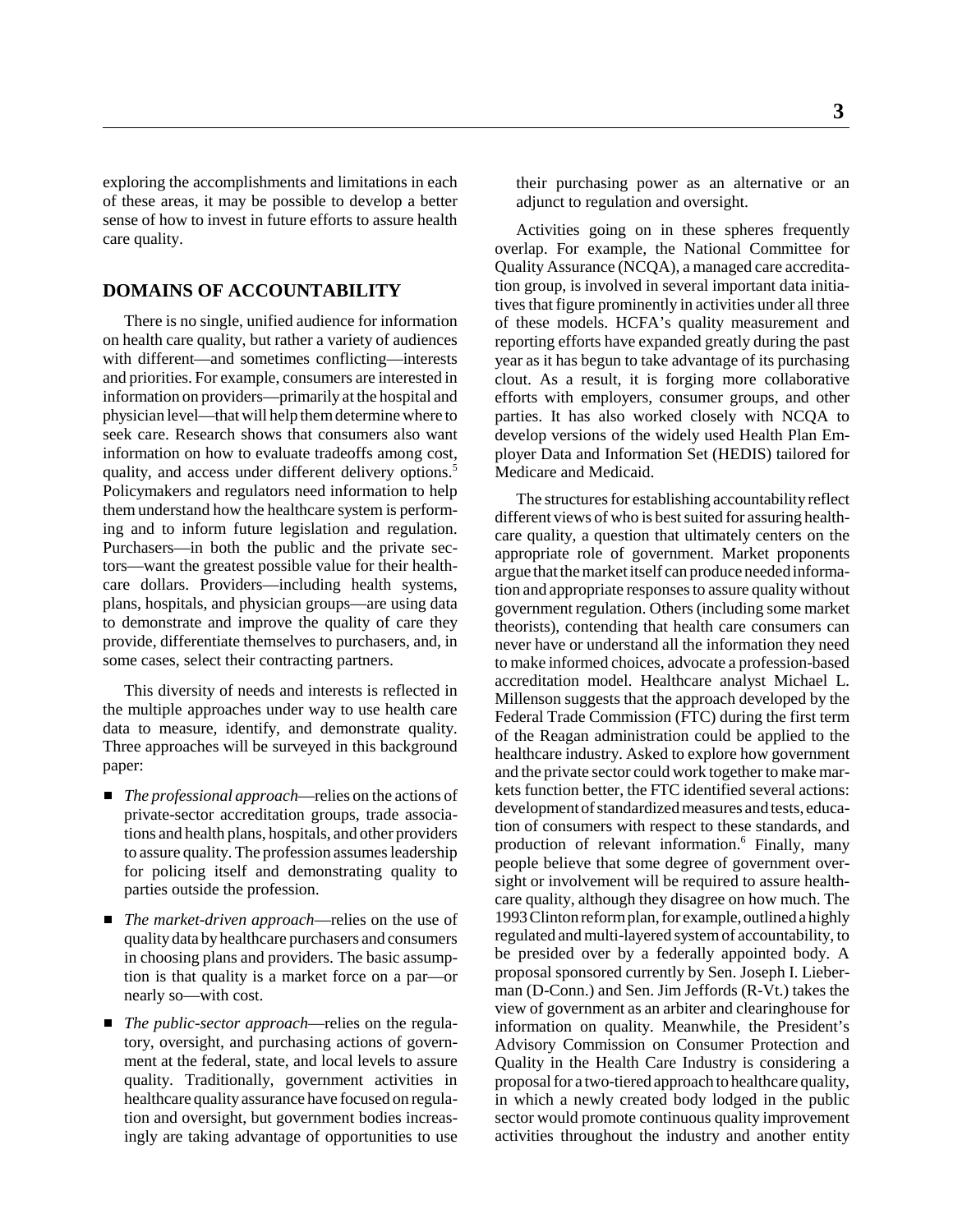exploring the accomplishments and limitations in each of these areas, it may be possible to develop a better sense of how to invest in future efforts to assure health care quality.

## DOMAINS OF ACCOUNTABILITY

There is no single, unified audience for information on health care quality, but rather a variety of audiences with different—and sometimes conflicting—interests and priorities. For example, consumers are interested in information on providers—primarily at the hospital and physician level—that will help them determine where to seek care. Research shows that consumers also want information on how to evaluate tradeoffs among cost, quality, and access under different delivery options.[5] Policymakers and regulators need information to help them understand how the healthcare system is performing and to inform future legislation and regulation. Purchasers—in both the public and the private sectors—want the greatest possible value for their healthcare dollars. Providers—including health systems, plans, hospitals, and physician groups—are using data to demonstrate and improve the quality of care they provide, differentiate themselves to purchasers, and, in some cases, select their contracting partners.

This diversity of needs and interests is reflected in the multiple approaches under way to use health care data to measure, identify, and demonstrate quality. Three approaches will be surveyed in this background paper:

- *The professional approach*—relies on the actions of private-sector accreditation groups, trade associations and health plans, hospitals, and other providers to assure quality. The profession assumes leadership for policing itself and demonstrating quality to parties outside the profession.
- *The market-driven approach*—relies on the use of quality data by healthcare purchasers and consumers in choosing plans and providers. The basic assumption is that quality is a market force on a par—or nearly so—with cost.
- *The public-sector approach*—relies on the regulatory, oversight, and purchasing actions of government at the federal, state, and local levels to assure quality. Traditionally, government activities in healthcare quality assurance have focused on regulation and oversight, but government bodies increasingly are taking advantage of opportunities to use their purchasing power as an alternative or an adjunct to regulation and oversight.

Activities going on in these spheres frequently overlap. For example, the National Committee for Quality Assurance (NCQA), a managed care accreditation group, is involved in several important data initiatives that figure prominently in activities under all three of these models. HCFA's quality measurement and reporting efforts have expanded greatly during the past year as it has begun to take advantage of its purchasing clout. As a result, it is forging more collaborative efforts with employers, consumer groups, and other parties. It has also worked closely with NCQA to develop versions of the widely used Health Plan Employer Data and Information Set (HEDIS) tailored for Medicare and Medicaid.

The structures for establishing accountability reflect different views of who is best suited for assuring healthcare quality, a question that ultimately centers on the appropriate role of government. Market proponents argue that the market itself can produce needed information and appropriate responses to assure quality without government regulation. Others (including some market theorists), contending that health care consumers can never have or understand all the information they need to make informed choices, advocate a profession-based accreditation model. Healthcare analyst Michael L. Millenson suggests that the approach developed by the Federal Trade Commission (FTC) during the first term of the Reagan administration could be applied to the healthcare industry. Asked to explore how government and the private sector could work together to make markets function better, the FTC identified several actions: development of standardized measures and tests, education of consumers with respect to these standards, and production of relevant information.[6] Finally, many people believe that some degree of government oversight or involvement will be required to assure healthcare quality, although they disagree on how much. The 1993 Clinton reform plan, for example, outlined a highly regulated and multi-layered system of accountability, to be presided over by a federally appointed body. A proposal sponsored currently by Sen. Joseph I. Lieberman (D-Conn.) and Sen. Jim Jeffords (R-Vt.) takes the view of government as an arbiter and clearinghouse for information on quality. Meanwhile, the President's Advisory Commission on Consumer Protection and Quality in the Health Care Industry is considering a proposal for a two-tiered approach to healthcare quality, in which a newly created body lodged in the public sector would promote continuous quality improvement activities throughout the industry and another entity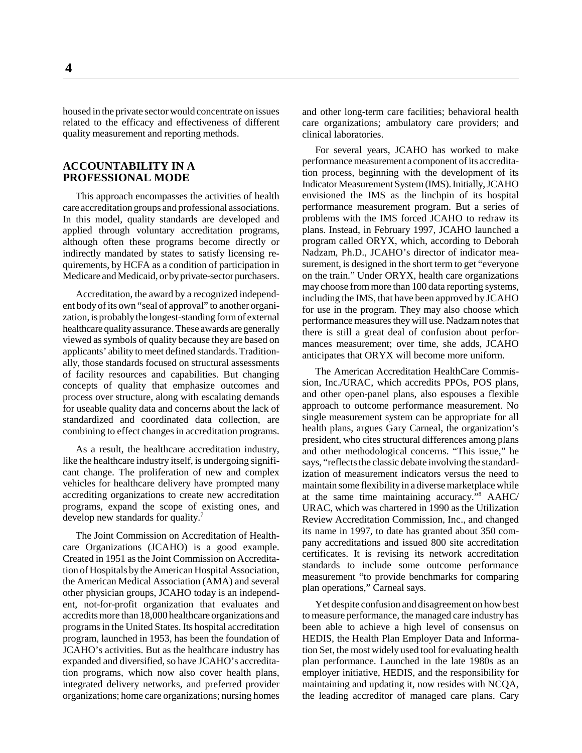housed in the private sector would concentrate on issues related to the efficacy and effectiveness of different quality measurement and reporting methods.

## ACCOUNTABILITY IN A PROFESSIONAL MODE

This approach encompasses the activities of health care accreditation groups and professional associations. In this model, quality standards are developed and applied through voluntary accreditation programs, although often these programs become directly or indirectly mandated by states to satisfy licensing requirements, by HCFA as a condition of participation in Medicare and Medicaid, or by private-sector purchasers.

Accreditation, the award by a recognized independent body of its own "seal of approval" to another organization, is probably the longest-standing form of external healthcare quality assurance. These awards are generally viewed as symbols of quality because they are based on applicants' ability to meet defined standards. Traditionally, those standards focused on structural assessments of facility resources and capabilities. But changing concepts of quality that emphasize outcomes and process over structure, along with escalating demands for useable quality data and concerns about the lack of standardized and coordinated data collection, are combining to effect changes in accreditation programs.

As a result, the healthcare accreditation industry, like the healthcare industry itself, is undergoing significant change. The proliferation of new and complex vehicles for healthcare delivery have prompted many accrediting organizations to create new accreditation programs, expand the scope of existing ones, and develop new standards for quality.[7]

The Joint Commission on Accreditation of Healthcare Organizations (JCAHO) is a good example. Created in 1951 as the Joint Commission on Accreditation of Hospitals by the American Hospital Association, the American Medical Association (AMA) and several other physician groups, JCAHO today is an independent, not-for-profit organization that evaluates and accredits more than 18,000 healthcare organizations and programs in the United States. Its hospital accreditation program, launched in 1953, has been the foundation of JCAHO's activities. But as the healthcare industry has expanded and diversified, so have JCAHO's accreditation programs, which now also cover health plans, integrated delivery networks, and preferred provider organizations; home care organizations; nursing homes and other long-term care facilities; behavioral health care organizations; ambulatory care providers; and clinical laboratories.

For several years, JCAHO has worked to make performance measurement a component of its accreditation process, beginning with the development of its Indicator Measurement System (IMS). Initially, JCAHO envisioned the IMS as the linchpin of its hospital performance measurement program. But a series of problems with the IMS forced JCAHO to redraw its plans. Instead, in February 1997, JCAHO launched a program called ORYX, which, according to Deborah Nadzam, Ph.D., JCAHO's director of indicator measurement, is designed in the short term to get "everyone on the train." Under ORYX, health care organizations may choose from more than 100 data reporting systems, including the IMS, that have been approved by JCAHO for use in the program. They may also choose which performance measures they will use. Nadzam notes that there is still a great deal of confusion about performances measurement; over time, she adds, JCAHO anticipates that ORYX will become more uniform.

The American Accreditation HealthCare Commission, Inc./URAC, which accredits PPOs, POS plans, and other open-panel plans, also espouses a flexible approach to outcome performance measurement. No single measurement system can be appropriate for all health plans, argues Gary Carneal, the organization's president, who cites structural differences among plans and other methodological concerns. "This issue," he says, "reflects the classic debate involving the standardization of measurement indicators versus the need to maintain some flexibility in a diverse marketplace while at the same time maintaining accuracy."[8] AAHC/URAC, which was chartered in 1990 as the Utilization Review Accreditation Commission, Inc., and changed its name in 1997, to date has granted about 350 company accreditations and issued 800 site accreditation certificates. It is revising its network accreditation standards to include some outcome performance measurement "to provide benchmarks for comparing plan operations," Carneal says.

Yet despite confusion and disagreement on how best to measure performance, the managed care industry has been able to achieve a high level of consensus on HEDIS, the Health Plan Employer Data and Information Set, the most widely used tool for evaluating health plan performance. Launched in the late 1980s as an employer initiative, HEDIS, and the responsibility for maintaining and updating it, now resides with NCQA, the leading accreditor of managed care plans. Cary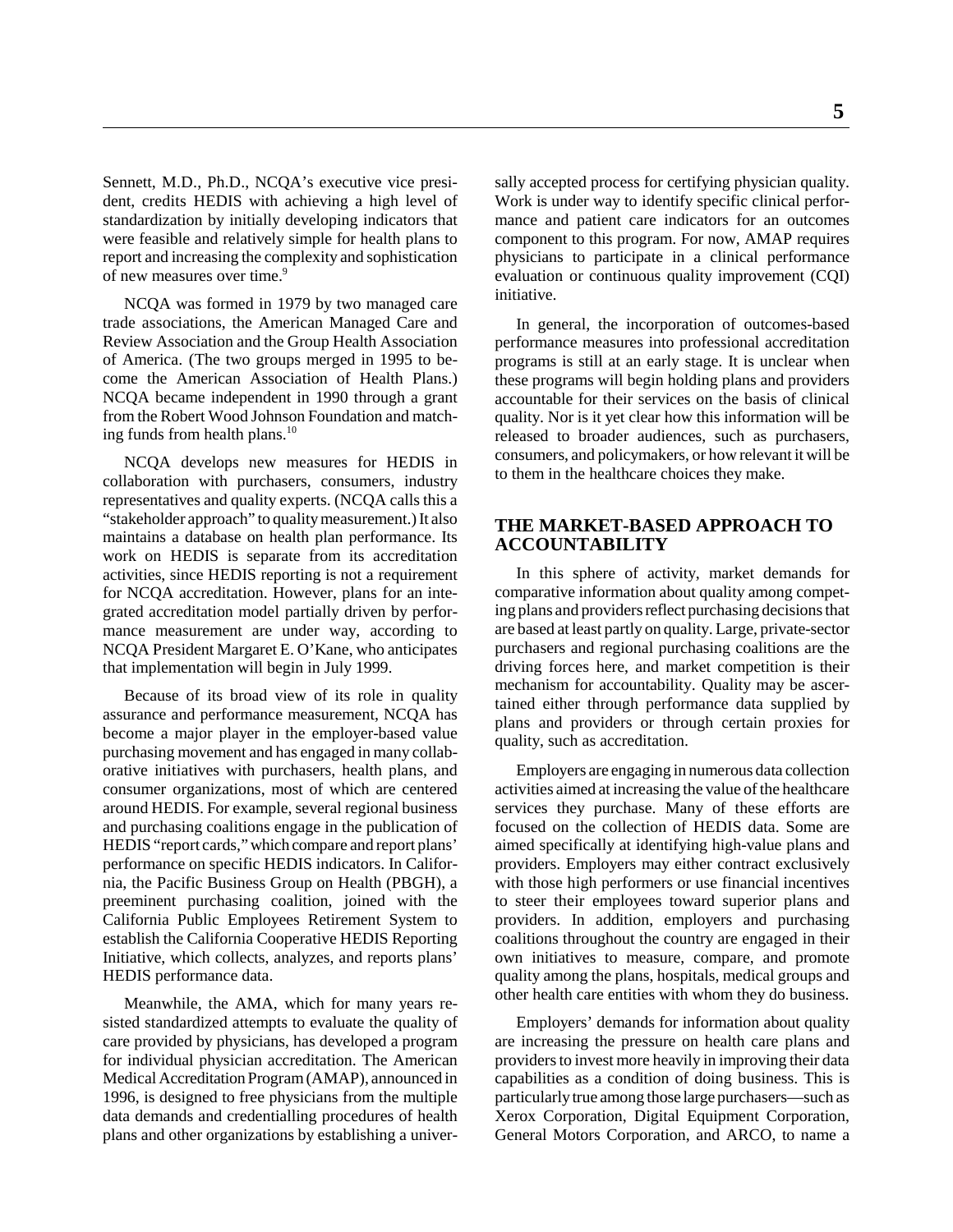Sennett, M.D., Ph.D., NCQA's executive vice president, credits HEDIS with achieving a high level of standardization by initially developing indicators that were feasible and relatively simple for health plans to report and increasing the complexity and sophistication of new measures over time.[9]

NCQA was formed in 1979 by two managed care trade associations, the American Managed Care and Review Association and the Group Health Association of America. (The two groups merged in 1995 to become the American Association of Health Plans.) NCQA became independent in 1990 through a grant from the Robert Wood Johnson Foundation and matching funds from health plans.[10]

NCQA develops new measures for HEDIS in collaboration with purchasers, consumers, industry representatives and quality experts. (NCQA calls this a "stakeholder approach" to quality measurement.) It also maintains a database on health plan performance. Its work on HEDIS is separate from its accreditation activities, since HEDIS reporting is not a requirement for NCQA accreditation. However, plans for an integrated accreditation model partially driven by performance measurement are under way, according to NCQA President Margaret E. O'Kane, who anticipates that implementation will begin in July 1999.

Because of its broad view of its role in quality assurance and performance measurement, NCQA has become a major player in the employer-based value purchasing movement and has engaged in many collaborative initiatives with purchasers, health plans, and consumer organizations, most of which are centered around HEDIS. For example, several regional business and purchasing coalitions engage in the publication of HEDIS "report cards," which compare and report plans' performance on specific HEDIS indicators. In California, the Pacific Business Group on Health (PBGH), a preeminent purchasing coalition, joined with the California Public Employees Retirement System to establish the California Cooperative HEDIS Reporting Initiative, which collects, analyzes, and reports plans' HEDIS performance data.

Meanwhile, the AMA, which for many years resisted standardized attempts to evaluate the quality of care provided by physicians, has developed a program for individual physician accreditation. The American Medical Accreditation Program (AMAP), announced in 1996, is designed to free physicians from the multiple data demands and credentialling procedures of health plans and other organizations by establishing a universally accepted process for certifying physician quality. Work is under way to identify specific clinical performance and patient care indicators for an outcomes component to this program. For now, AMAP requires physicians to participate in a clinical performance evaluation or continuous quality improvement (CQI) initiative.

In general, the incorporation of outcomes-based performance measures into professional accreditation programs is still at an early stage. It is unclear when these programs will begin holding plans and providers accountable for their services on the basis of clinical quality. Nor is it yet clear how this information will be released to broader audiences, such as purchasers, consumers, and policymakers, or how relevant it will be to them in the healthcare choices they make.

## THE MARKET-BASED APPROACH TO ACCOUNTABILITY

In this sphere of activity, market demands for comparative information about quality among competing plans and providers reflect purchasing decisions that are based at least partly on quality. Large, private-sector purchasers and regional purchasing coalitions are the driving forces here, and market competition is their mechanism for accountability. Quality may be ascertained either through performance data supplied by plans and providers or through certain proxies for quality, such as accreditation.

Employers are engaging in numerous data collection activities aimed at increasing the value of the healthcare services they purchase. Many of these efforts are focused on the collection of HEDIS data. Some are aimed specifically at identifying high-value plans and providers. Employers may either contract exclusively with those high performers or use financial incentives to steer their employees toward superior plans and providers. In addition, employers and purchasing coalitions throughout the country are engaged in their own initiatives to measure, compare, and promote quality among the plans, hospitals, medical groups and other health care entities with whom they do business.

Employers' demands for information about quality are increasing the pressure on health care plans and providers to invest more heavily in improving their data capabilities as a condition of doing business. This is particularly true among those large purchasers—such as Xerox Corporation, Digital Equipment Corporation, General Motors Corporation, and ARCO, to name a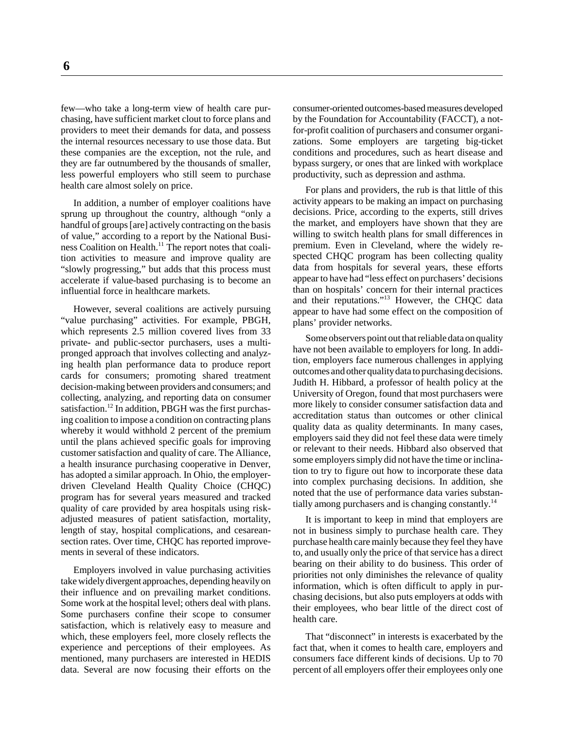few—who take a long-term view of health care purchasing, have sufficient market clout to force plans and providers to meet their demands for data, and possess the internal resources necessary to use those data. But these companies are the exception, not the rule, and they are far outnumbered by the thousands of smaller, less powerful employers who still seem to purchase health care almost solely on price.

In addition, a number of employer coalitions have sprung up throughout the country, although "only a handful of groups [are] actively contracting on the basis of value," according to a report by the National Business Coalition on Health.[11] The report notes that coalition activities to measure and improve quality are "slowly progressing," but adds that this process must accelerate if value-based purchasing is to become an influential force in healthcare markets.

However, several coalitions are actively pursuing "value purchasing" activities. For example, PBGH, which represents 2.5 million covered lives from 33 private- and public-sector purchasers, uses a multipronged approach that involves collecting and analyzing health plan performance data to produce report cards for consumers; promoting shared treatment decision-making between providers and consumers; and collecting, analyzing, and reporting data on consumer satisfaction.[12] In addition, PBGH was the first purchasing coalition to impose a condition on contracting plans whereby it would withhold 2 percent of the premium until the plans achieved specific goals for improving customer satisfaction and quality of care. The Alliance, a health insurance purchasing cooperative in Denver, has adopted a similar approach. In Ohio, the employer-driven Cleveland Health Quality Choice (CHQC) program has for several years measured and tracked quality of care provided by area hospitals using risk-adjusted measures of patient satisfaction, mortality, length of stay, hospital complications, and cesarean-section rates. Over time, CHQC has reported improvements in several of these indicators.

Employers involved in value purchasing activities take widely divergent approaches, depending heavily on their influence and on prevailing market conditions. Some work at the hospital level; others deal with plans. Some purchasers confine their scope to consumer satisfaction, which is relatively easy to measure and which, these employers feel, more closely reflects the experience and perceptions of their employees. As mentioned, many purchasers are interested in HEDIS data. Several are now focusing their efforts on the consumer-oriented outcomes-based measures developed by the Foundation for Accountability (FACCT), a not-for-profit coalition of purchasers and consumer organizations. Some employers are targeting big-ticket conditions and procedures, such as heart disease and bypass surgery, or ones that are linked with workplace productivity, such as depression and asthma.

For plans and providers, the rub is that little of this activity appears to be making an impact on purchasing decisions. Price, according to the experts, still drives the market, and employers have shown that they are willing to switch health plans for small differences in premium. Even in Cleveland, where the widely respected CHQC program has been collecting quality data from hospitals for several years, these efforts appear to have had "less effect on purchasers' decisions than on hospitals' concern for their internal practices and their reputations."[13] However, the CHQC data appear to have had some effect on the composition of plans' provider networks.

Some observers point out that reliable data on quality have not been available to employers for long. In addition, employers face numerous challenges in applying outcomes and other quality data to purchasing decisions. Judith H. Hibbard, a professor of health policy at the University of Oregon, found that most purchasers were more likely to consider consumer satisfaction data and accreditation status than outcomes or other clinical quality data as quality determinants. In many cases, employers said they did not feel these data were timely or relevant to their needs. Hibbard also observed that some employers simply did not have the time or inclination to try to figure out how to incorporate these data into complex purchasing decisions. In addition, she noted that the use of performance data varies substantially among purchasers and is changing constantly.[14]

It is important to keep in mind that employers are not in business simply to purchase health care. They purchase health care mainly because they feel they have to, and usually only the price of that service has a direct bearing on their ability to do business. This order of priorities not only diminishes the relevance of quality information, which is often difficult to apply in purchasing decisions, but also puts employers at odds with their employees, who bear little of the direct cost of health care.

That "disconnect" in interests is exacerbated by the fact that, when it comes to health care, employers and consumers face different kinds of decisions. Up to 70 percent of all employers offer their employees only one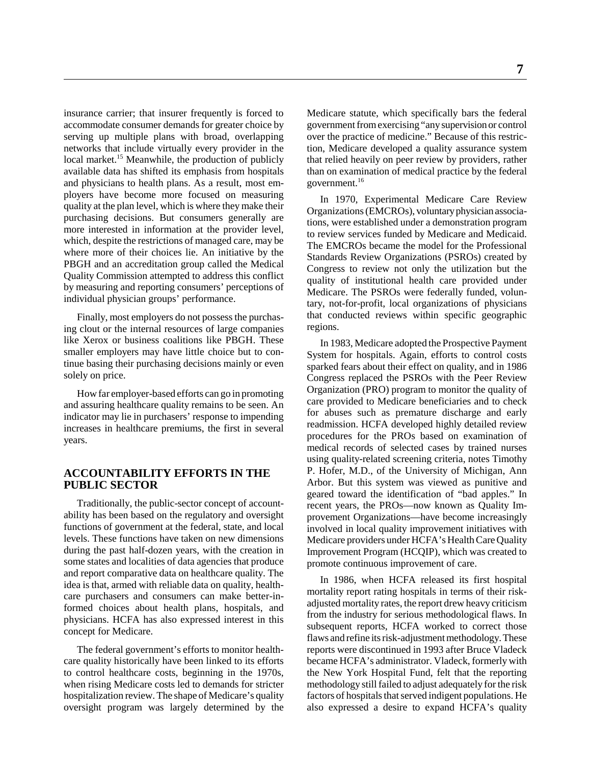insurance carrier; that insurer frequently is forced to accommodate consumer demands for greater choice by serving up multiple plans with broad, overlapping networks that include virtually every provider in the local market.[15] Meanwhile, the production of publicly available data has shifted its emphasis from hospitals and physicians to health plans. As a result, most employers have become more focused on measuring quality at the plan level, which is where they make their purchasing decisions. But consumers generally are more interested in information at the provider level, which, despite the restrictions of managed care, may be where more of their choices lie. An initiative by the PBGH and an accreditation group called the Medical Quality Commission attempted to address this conflict by measuring and reporting consumers' perceptions of individual physician groups' performance.

Finally, most employers do not possess the purchasing clout or the internal resources of large companies like Xerox or business coalitions like PBGH. These smaller employers may have little choice but to continue basing their purchasing decisions mainly or even solely on price.

How far employer-based efforts can go in promoting and assuring healthcare quality remains to be seen. An indicator may lie in purchasers' response to impending increases in healthcare premiums, the first in several years.

## ACCOUNTABILITY EFFORTS IN THE PUBLIC SECTOR

Traditionally, the public-sector concept of accountability has been based on the regulatory and oversight functions of government at the federal, state, and local levels. These functions have taken on new dimensions during the past half-dozen years, with the creation in some states and localities of data agencies that produce and report comparative data on healthcare quality. The idea is that, armed with reliable data on quality, healthcare purchasers and consumers can make better-informed choices about health plans, hospitals, and physicians. HCFA has also expressed interest in this concept for Medicare.

The federal government's efforts to monitor healthcare quality historically have been linked to its efforts to control healthcare costs, beginning in the 1970s, when rising Medicare costs led to demands for stricter hospitalization review. The shape of Medicare's quality oversight program was largely determined by the Medicare statute, which specifically bars the federal government from exercising "any supervision or control over the practice of medicine." Because of this restriction, Medicare developed a quality assurance system that relied heavily on peer review by providers, rather than on examination of medical practice by the federal government.[16]

In 1970, Experimental Medicare Care Review Organizations (EMCROs), voluntary physician associations, were established under a demonstration program to review services funded by Medicare and Medicaid. The EMCROs became the model for the Professional Standards Review Organizations (PSROs) created by Congress to review not only the utilization but the quality of institutional health care provided under Medicare. The PSROs were federally funded, voluntary, not-for-profit, local organizations of physicians that conducted reviews within specific geographic regions.

In 1983, Medicare adopted the Prospective Payment System for hospitals. Again, efforts to control costs sparked fears about their effect on quality, and in 1986 Congress replaced the PSROs with the Peer Review Organization (PRO) program to monitor the quality of care provided to Medicare beneficiaries and to check for abuses such as premature discharge and early readmission. HCFA developed highly detailed review procedures for the PROs based on examination of medical records of selected cases by trained nurses using quality-related screening criteria, notes Timothy P. Hofer, M.D., of the University of Michigan, Ann Arbor. But this system was viewed as punitive and geared toward the identification of "bad apples." In recent years, the PROs—now known as Quality Improvement Organizations—have become increasingly involved in local quality improvement initiatives with Medicare providers under HCFA's Health Care Quality Improvement Program (HCQIP), which was created to promote continuous improvement of care.

In 1986, when HCFA released its first hospital mortality report rating hospitals in terms of their risk-adjusted mortality rates, the report drew heavy criticism from the industry for serious methodological flaws. In subsequent reports, HCFA worked to correct those flaws and refine its risk-adjustment methodology. These reports were discontinued in 1993 after Bruce Vladeck became HCFA's administrator. Vladeck, formerly with the New York Hospital Fund, felt that the reporting methodology still failed to adjust adequately for the risk factors of hospitals that served indigent populations. He also expressed a desire to expand HCFA's quality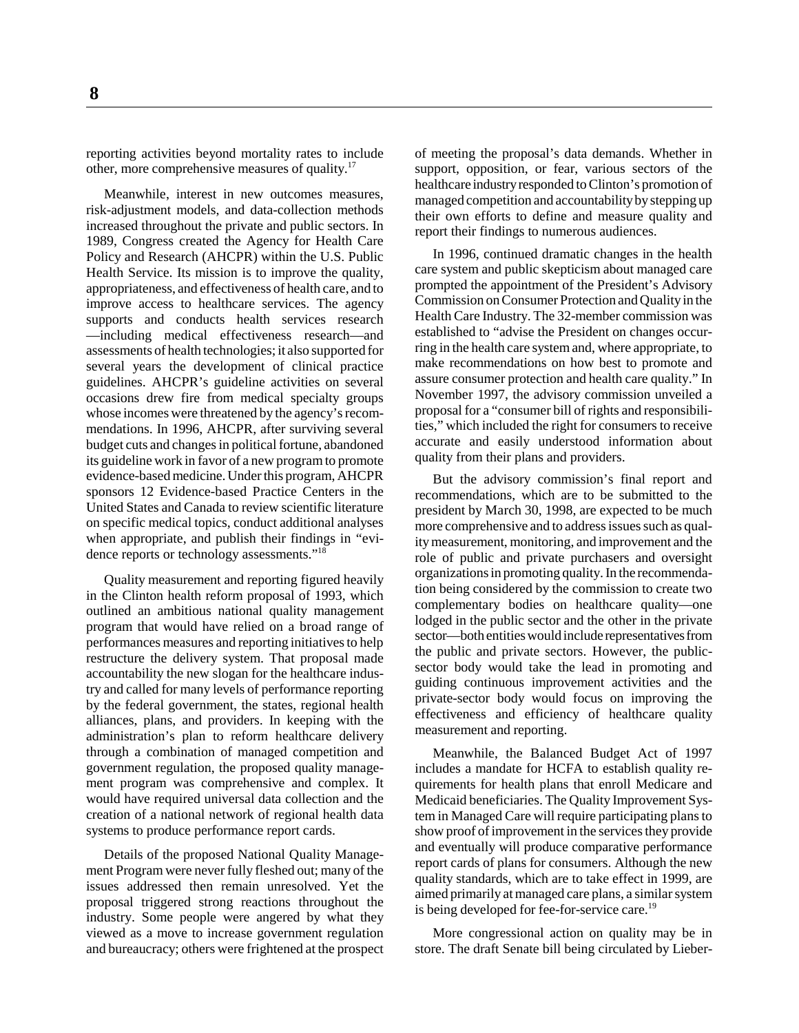reporting activities beyond mortality rates to include other, more comprehensive measures of quality.[17]

Meanwhile, interest in new outcomes measures, risk-adjustment models, and data-collection methods increased throughout the private and public sectors. In 1989, Congress created the Agency for Health Care Policy and Research (AHCPR) within the U.S. Public Health Service. Its mission is to improve the quality, appropriateness, and effectiveness of health care, and to improve access to healthcare services. The agency supports and conducts health services research —including medical effectiveness research—and assessments of health technologies; it also supported for several years the development of clinical practice guidelines. AHCPR's guideline activities on several occasions drew fire from medical specialty groups whose incomes were threatened by the agency's recommendations. In 1996, AHCPR, after surviving several budget cuts and changes in political fortune, abandoned its guideline work in favor of a new program to promote evidence-based medicine. Under this program, AHCPR sponsors 12 Evidence-based Practice Centers in the United States and Canada to review scientific literature on specific medical topics, conduct additional analyses when appropriate, and publish their findings in "evidence reports or technology assessments."[18]

Quality measurement and reporting figured heavily in the Clinton health reform proposal of 1993, which outlined an ambitious national quality management program that would have relied on a broad range of performances measures and reporting initiatives to help restructure the delivery system. That proposal made accountability the new slogan for the healthcare industry and called for many levels of performance reporting by the federal government, the states, regional health alliances, plans, and providers. In keeping with the administration's plan to reform healthcare delivery through a combination of managed competition and government regulation, the proposed quality management program was comprehensive and complex. It would have required universal data collection and the creation of a national network of regional health data systems to produce performance report cards.

Details of the proposed National Quality Management Program were never fully fleshed out; many of the issues addressed then remain unresolved. Yet the proposal triggered strong reactions throughout the industry. Some people were angered by what they viewed as a move to increase government regulation and bureaucracy; others were frightened at the prospect of meeting the proposal's data demands. Whether in support, opposition, or fear, various sectors of the healthcare industry responded to Clinton's promotion of managed competition and accountability by stepping up their own efforts to define and measure quality and report their findings to numerous audiences.

In 1996, continued dramatic changes in the health care system and public skepticism about managed care prompted the appointment of the President's Advisory Commission on Consumer Protection and Quality in the Health Care Industry. The 32-member commission was established to "advise the President on changes occurring in the health care system and, where appropriate, to make recommendations on how best to promote and assure consumer protection and health care quality." In November 1997, the advisory commission unveiled a proposal for a "consumer bill of rights and responsibilities," which included the right for consumers to receive accurate and easily understood information about quality from their plans and providers.

But the advisory commission's final report and recommendations, which are to be submitted to the president by March 30, 1998, are expected to be much more comprehensive and to address issues such as quality measurement, monitoring, and improvement and the role of public and private purchasers and oversight organizations in promoting quality. In the recommendation being considered by the commission to create two complementary bodies on healthcare quality—one lodged in the public sector and the other in the private sector—both entities would include representatives from the public and private sectors. However, the public-sector body would take the lead in promoting and guiding continuous improvement activities and the private-sector body would focus on improving the effectiveness and efficiency of healthcare quality measurement and reporting.

Meanwhile, the Balanced Budget Act of 1997 includes a mandate for HCFA to establish quality requirements for health plans that enroll Medicare and Medicaid beneficiaries. The Quality Improvement System in Managed Care will require participating plans to show proof of improvement in the services they provide and eventually will produce comparative performance report cards of plans for consumers. Although the new quality standards, which are to take effect in 1999, are aimed primarily at managed care plans, a similar system is being developed for fee-for-service care.[19]

More congressional action on quality may be in store. The draft Senate bill being circulated by Lieber-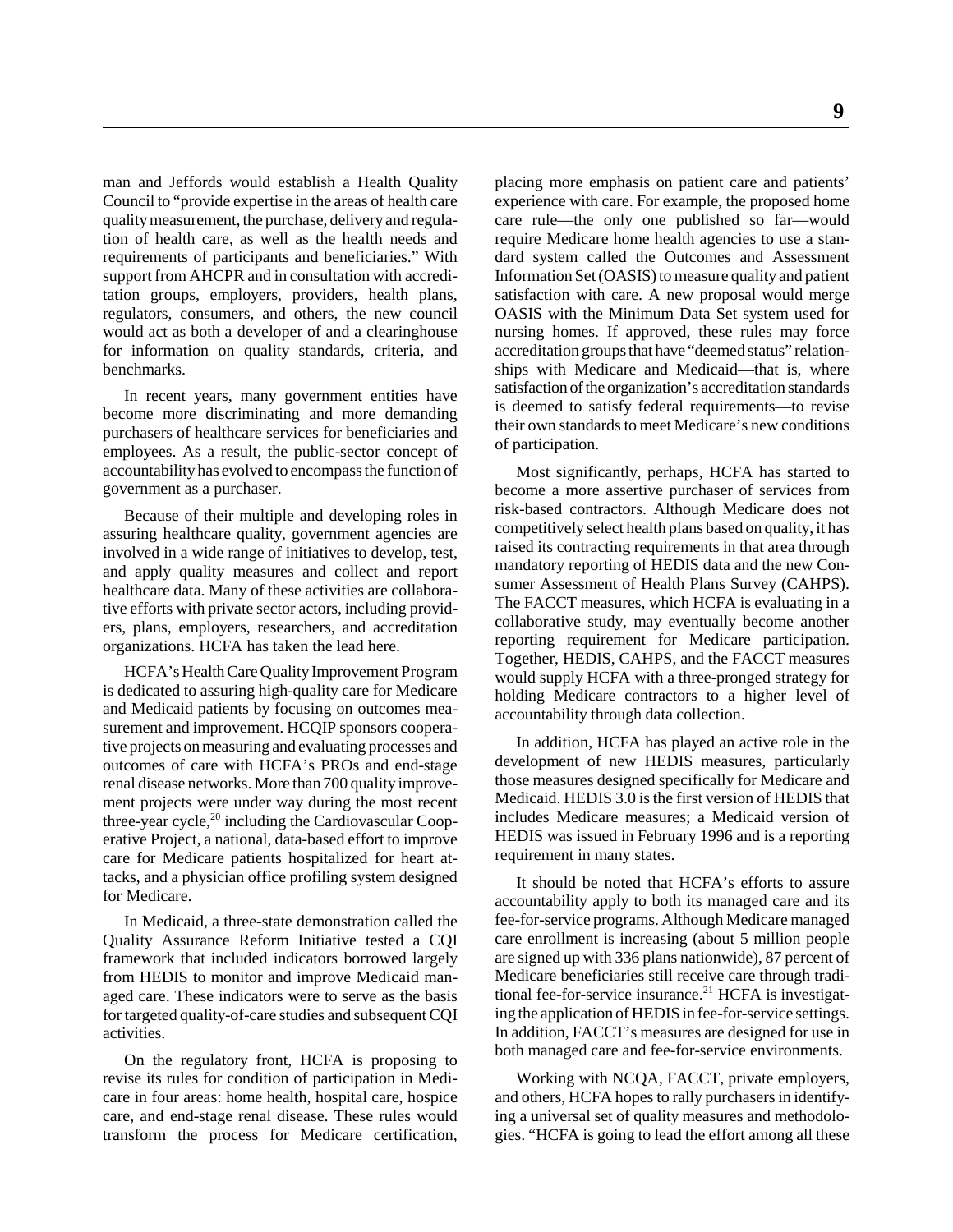man and Jeffords would establish a Health Quality Council to "provide expertise in the areas of health care quality measurement, the purchase, delivery and regulation of health care, as well as the health needs and requirements of participants and beneficiaries." With support from AHCPR and in consultation with accreditation groups, employers, providers, health plans, regulators, consumers, and others, the new council would act as both a developer of and a clearinghouse for information on quality standards, criteria, and benchmarks.

In recent years, many government entities have become more discriminating and more demanding purchasers of healthcare services for beneficiaries and employees. As a result, the public-sector concept of accountability has evolved to encompass the function of government as a purchaser.

Because of their multiple and developing roles in assuring healthcare quality, government agencies are involved in a wide range of initiatives to develop, test, and apply quality measures and collect and report healthcare data. Many of these activities are collaborative efforts with private sector actors, including providers, plans, employers, researchers, and accreditation organizations. HCFA has taken the lead here.

HCFA's Health Care Quality Improvement Program is dedicated to assuring high-quality care for Medicare and Medicaid patients by focusing on outcomes measurement and improvement. HCQIP sponsors cooperative projects on measuring and evaluating processes and outcomes of care with HCFA's PROs and end-stage renal disease networks. More than 700 quality improvement projects were under way during the most recent three-year cycle,[20] including the Cardiovascular Cooperative Project, a national, data-based effort to improve care for Medicare patients hospitalized for heart attacks, and a physician office profiling system designed for Medicare.

In Medicaid, a three-state demonstration called the Quality Assurance Reform Initiative tested a CQI framework that included indicators borrowed largely from HEDIS to monitor and improve Medicaid managed care. These indicators were to serve as the basis for targeted quality-of-care studies and subsequent CQI activities.

On the regulatory front, HCFA is proposing to revise its rules for condition of participation in Medicare in four areas: home health, hospital care, hospice care, and end-stage renal disease. These rules would transform the process for Medicare certification, placing more emphasis on patient care and patients' experience with care. For example, the proposed home care rule—the only one published so far—would require Medicare home health agencies to use a standard system called the Outcomes and Assessment Information Set (OASIS) to measure quality and patient satisfaction with care. A new proposal would merge OASIS with the Minimum Data Set system used for nursing homes. If approved, these rules may force accreditation groups that have "deemed status" relationships with Medicare and Medicaid—that is, where satisfaction of the organization's accreditation standards is deemed to satisfy federal requirements—to revise their own standards to meet Medicare's new conditions of participation.

Most significantly, perhaps, HCFA has started to become a more assertive purchaser of services from risk-based contractors. Although Medicare does not competitively select health plans based on quality, it has raised its contracting requirements in that area through mandatory reporting of HEDIS data and the new Consumer Assessment of Health Plans Survey (CAHPS). The FACCT measures, which HCFA is evaluating in a collaborative study, may eventually become another reporting requirement for Medicare participation. Together, HEDIS, CAHPS, and the FACCT measures would supply HCFA with a three-pronged strategy for holding Medicare contractors to a higher level of accountability through data collection.

In addition, HCFA has played an active role in the development of new HEDIS measures, particularly those measures designed specifically for Medicare and Medicaid. HEDIS 3.0 is the first version of HEDIS that includes Medicare measures; a Medicaid version of HEDIS was issued in February 1996 and is a reporting requirement in many states.

It should be noted that HCFA's efforts to assure accountability apply to both its managed care and its fee-for-service programs. Although Medicare managed care enrollment is increasing (about 5 million people are signed up with 336 plans nationwide), 87 percent of Medicare beneficiaries still receive care through traditional fee-for-service insurance.[21] HCFA is investigating the application of HEDIS in fee-for-service settings. In addition, FACCT's measures are designed for use in both managed care and fee-for-service environments.

Working with NCQA, FACCT, private employers, and others, HCFA hopes to rally purchasers in identifying a universal set of quality measures and methodologies. "HCFA is going to lead the effort among all these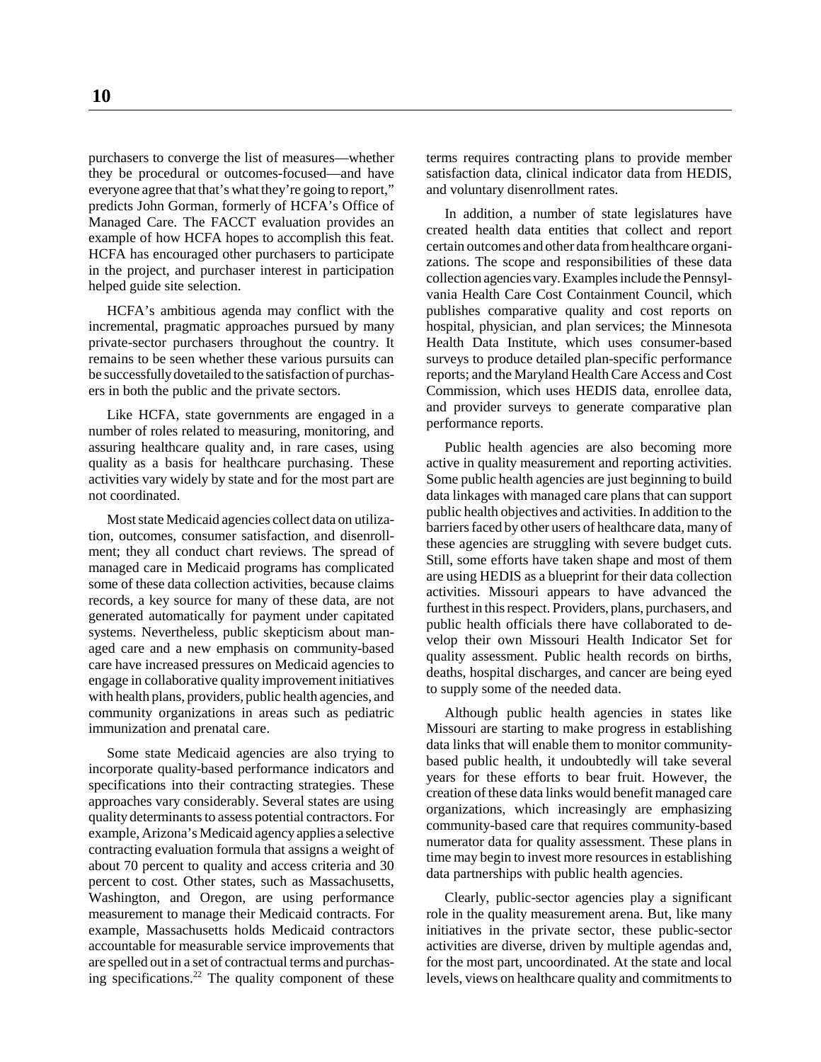purchasers to converge the list of measures—whether they be procedural or outcomes-focused—and have everyone agree that that's what they're going to report," predicts John Gorman, formerly of HCFA's Office of Managed Care. The FACCT evaluation provides an example of how HCFA hopes to accomplish this feat. HCFA has encouraged other purchasers to participate in the project, and purchaser interest in participation helped guide site selection.

HCFA's ambitious agenda may conflict with the incremental, pragmatic approaches pursued by many private-sector purchasers throughout the country. It remains to be seen whether these various pursuits can be successfully dovetailed to the satisfaction of purchasers in both the public and the private sectors.

Like HCFA, state governments are engaged in a number of roles related to measuring, monitoring, and assuring healthcare quality and, in rare cases, using quality as a basis for healthcare purchasing. These activities vary widely by state and for the most part are not coordinated.

Most state Medicaid agencies collect data on utilization, outcomes, consumer satisfaction, and disenrollment; they all conduct chart reviews. The spread of managed care in Medicaid programs has complicated some of these data collection activities, because claims records, a key source for many of these data, are not generated automatically for payment under capitated systems. Nevertheless, public skepticism about managed care and a new emphasis on community-based care have increased pressures on Medicaid agencies to engage in collaborative quality improvement initiatives with health plans, providers, public health agencies, and community organizations in areas such as pediatric immunization and prenatal care.

Some state Medicaid agencies are also trying to incorporate quality-based performance indicators and specifications into their contracting strategies. These approaches vary considerably. Several states are using quality determinants to assess potential contractors. For example, Arizona's Medicaid agency applies a selective contracting evaluation formula that assigns a weight of about 70 percent to quality and access criteria and 30 percent to cost. Other states, such as Massachusetts, Washington, and Oregon, are using performance measurement to manage their Medicaid contracts. For example, Massachusetts holds Medicaid contractors accountable for measurable service improvements that are spelled out in a set of contractual terms and purchasing specifications.[22] The quality component of these terms requires contracting plans to provide member satisfaction data, clinical indicator data from HEDIS, and voluntary disenrollment rates.

In addition, a number of state legislatures have created health data entities that collect and report certain outcomes and other data from healthcare organizations. The scope and responsibilities of these data collection agencies vary. Examples include the Pennsylvania Health Care Cost Containment Council, which publishes comparative quality and cost reports on hospital, physician, and plan services; the Minnesota Health Data Institute, which uses consumer-based surveys to produce detailed plan-specific performance reports; and the Maryland Health Care Access and Cost Commission, which uses HEDIS data, enrollee data, and provider surveys to generate comparative plan performance reports.

Public health agencies are also becoming more active in quality measurement and reporting activities. Some public health agencies are just beginning to build data linkages with managed care plans that can support public health objectives and activities. In addition to the barriers faced by other users of healthcare data, many of these agencies are struggling with severe budget cuts. Still, some efforts have taken shape and most of them are using HEDIS as a blueprint for their data collection activities. Missouri appears to have advanced the furthest in this respect. Providers, plans, purchasers, and public health officials there have collaborated to develop their own Missouri Health Indicator Set for quality assessment. Public health records on births, deaths, hospital discharges, and cancer are being eyed to supply some of the needed data.

Although public health agencies in states like Missouri are starting to make progress in establishing data links that will enable them to monitor community-based public health, it undoubtedly will take several years for these efforts to bear fruit. However, the creation of these data links would benefit managed care organizations, which increasingly are emphasizing community-based care that requires community-based numerator data for quality assessment. These plans in time may begin to invest more resources in establishing data partnerships with public health agencies.

Clearly, public-sector agencies play a significant role in the quality measurement arena. But, like many initiatives in the private sector, these public-sector activities are diverse, driven by multiple agendas and, for the most part, uncoordinated. At the state and local levels, views on healthcare quality and commitments to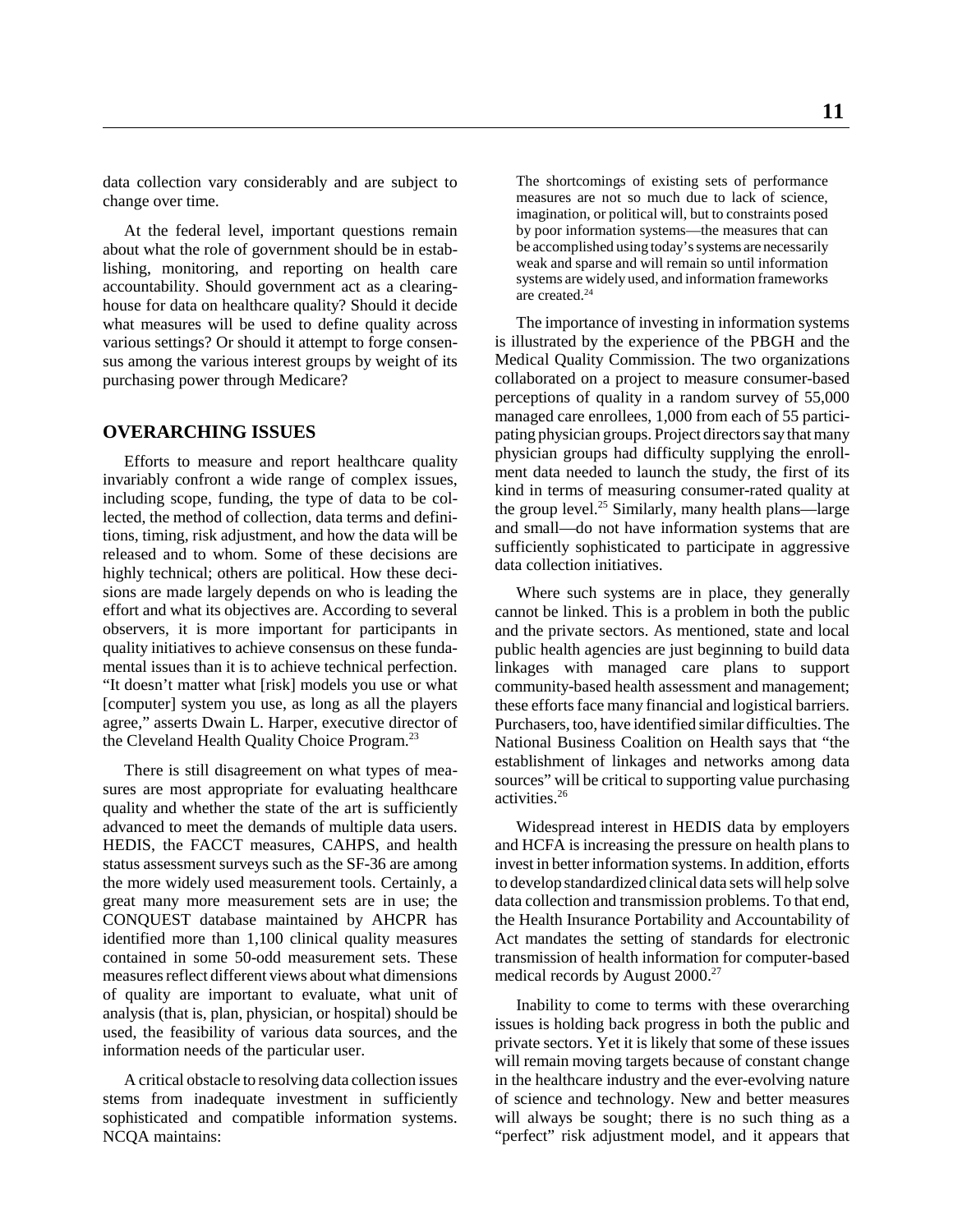data collection vary considerably and are subject to change over time.

At the federal level, important questions remain about what the role of government should be in establishing, monitoring, and reporting on health care accountability. Should government act as a clearinghouse for data on healthcare quality? Should it decide what measures will be used to define quality across various settings? Or should it attempt to forge consensus among the various interest groups by weight of its purchasing power through Medicare?

## OVERARCHING ISSUES

Efforts to measure and report healthcare quality invariably confront a wide range of complex issues, including scope, funding, the type of data to be collected, the method of collection, data terms and definitions, timing, risk adjustment, and how the data will be released and to whom. Some of these decisions are highly technical; others are political. How these decisions are made largely depends on who is leading the effort and what its objectives are. According to several observers, it is more important for participants in quality initiatives to achieve consensus on these fundamental issues than it is to achieve technical perfection. "It doesn't matter what [risk] models you use or what [computer] system you use, as long as all the players agree," asserts Dwain L. Harper, executive director of the Cleveland Health Quality Choice Program.[23]

There is still disagreement on what types of measures are most appropriate for evaluating healthcare quality and whether the state of the art is sufficiently advanced to meet the demands of multiple data users. HEDIS, the FACCT measures, CAHPS, and health status assessment surveys such as the SF-36 are among the more widely used measurement tools. Certainly, a great many more measurement sets are in use; the CONQUEST database maintained by AHCPR has identified more than 1,100 clinical quality measures contained in some 50-odd measurement sets. These measures reflect different views about what dimensions of quality are important to evaluate, what unit of analysis (that is, plan, physician, or hospital) should be used, the feasibility of various data sources, and the information needs of the particular user.

A critical obstacle to resolving data collection issues stems from inadequate investment in sufficiently sophisticated and compatible information systems. NCQA maintains:

> The shortcomings of existing sets of performance measures are not so much due to lack of science, imagination, or political will, but to constraints posed by poor information systems—the measures that can be accomplished using today's systems are necessarily weak and sparse and will remain so until information systems are widely used, and information frameworks are created.[24]

The importance of investing in information systems is illustrated by the experience of the PBGH and the Medical Quality Commission. The two organizations collaborated on a project to measure consumer-based perceptions of quality in a random survey of 55,000 managed care enrollees, 1,000 from each of 55 participating physician groups. Project directors say that many physician groups had difficulty supplying the enrollment data needed to launch the study, the first of its kind in terms of measuring consumer-rated quality at the group level.[25] Similarly, many health plans—large and small—do not have information systems that are sufficiently sophisticated to participate in aggressive data collection initiatives.

Where such systems are in place, they generally cannot be linked. This is a problem in both the public and the private sectors. As mentioned, state and local public health agencies are just beginning to build data linkages with managed care plans to support community-based health assessment and management; these efforts face many financial and logistical barriers. Purchasers, too, have identified similar difficulties. The National Business Coalition on Health says that "the establishment of linkages and networks among data sources" will be critical to supporting value purchasing activities.[26]

Widespread interest in HEDIS data by employers and HCFA is increasing the pressure on health plans to invest in better information systems. In addition, efforts to develop standardized clinical data sets will help solve data collection and transmission problems. To that end, the Health Insurance Portability and Accountability of Act mandates the setting of standards for electronic transmission of health information for computer-based medical records by August 2000.[27]

Inability to come to terms with these overarching issues is holding back progress in both the public and private sectors. Yet it is likely that some of these issues will remain moving targets because of constant change in the healthcare industry and the ever-evolving nature of science and technology. New and better measures will always be sought; there is no such thing as a "perfect" risk adjustment model, and it appears that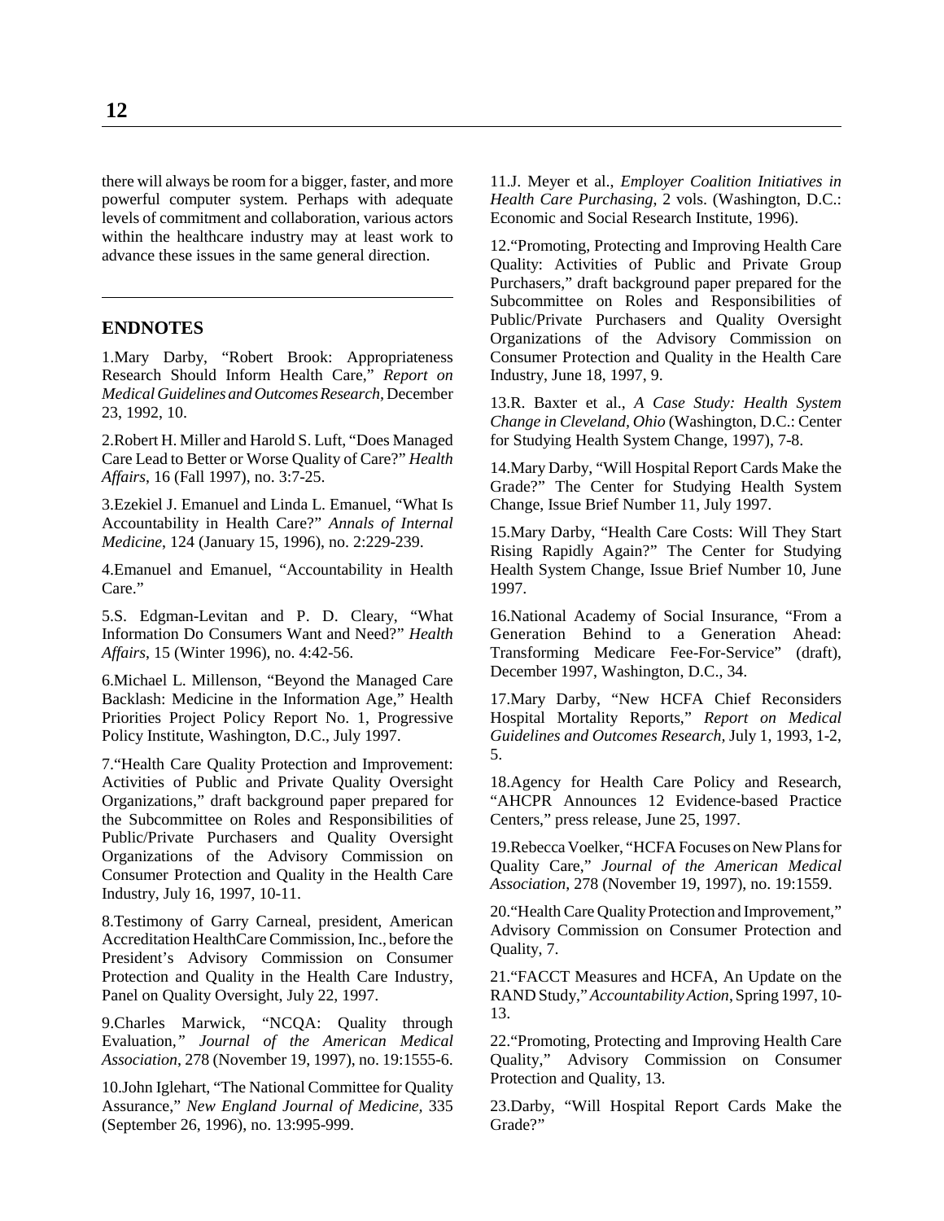there will always be room for a bigger, faster, and more powerful computer system. Perhaps with adequate levels of commitment and collaboration, various actors within the healthcare industry may at least work to advance these issues in the same general direction.

---

## ENDNOTES

1.Mary Darby, "Robert Brook: Appropriateness Research Should Inform Health Care," *Report on Medical Guidelines and Outcomes Research*, December 23, 1992, 10.

2.Robert H. Miller and Harold S. Luft, "Does Managed Care Lead to Better or Worse Quality of Care?" *Health Affairs*, 16 (Fall 1997), no. 3:7-25.

3.Ezekiel J. Emanuel and Linda L. Emanuel, "What Is Accountability in Health Care?" *Annals of Internal Medicine*, 124 (January 15, 1996), no. 2:229-239.

4.Emanuel and Emanuel, "Accountability in Health Care."

5.S. Edgman-Levitan and P. D. Cleary, "What Information Do Consumers Want and Need?" *Health Affairs*, 15 (Winter 1996), no. 4:42-56.

6.Michael L. Millenson, "Beyond the Managed Care Backlash: Medicine in the Information Age," Health Priorities Project Policy Report No. 1, Progressive Policy Institute, Washington, D.C., July 1997.

7."Health Care Quality Protection and Improvement: Activities of Public and Private Quality Oversight Organizations," draft background paper prepared for the Subcommittee on Roles and Responsibilities of Public/Private Purchasers and Quality Oversight Organizations of the Advisory Commission on Consumer Protection and Quality in the Health Care Industry, July 16, 1997, 10-11.

8.Testimony of Garry Carneal, president, American Accreditation HealthCare Commission, Inc., before the President's Advisory Commission on Consumer Protection and Quality in the Health Care Industry, Panel on Quality Oversight, July 22, 1997.

9.Charles Marwick, "NCQA: Quality through Evaluation," *Journal of the American Medical Association*, 278 (November 19, 1997), no. 19:1555-6.

10.John Iglehart, "The National Committee for Quality Assurance," *New England Journal of Medicine*, 335 (September 26, 1996), no. 13:995-999.

11.J. Meyer et al., *Employer Coalition Initiatives in Health Care Purchasing*, 2 vols. (Washington, D.C.: Economic and Social Research Institute, 1996).

12."Promoting, Protecting and Improving Health Care Quality: Activities of Public and Private Group Purchasers," draft background paper prepared for the Subcommittee on Roles and Responsibilities of Public/Private Purchasers and Quality Oversight Organizations of the Advisory Commission on Consumer Protection and Quality in the Health Care Industry, June 18, 1997, 9.

13.R. Baxter et al., *A Case Study: Health System Change in Cleveland, Ohio* (Washington, D.C.: Center for Studying Health System Change, 1997), 7-8.

14.Mary Darby, "Will Hospital Report Cards Make the Grade?" The Center for Studying Health System Change, Issue Brief Number 11, July 1997.

15.Mary Darby, "Health Care Costs: Will They Start Rising Rapidly Again?" The Center for Studying Health System Change, Issue Brief Number 10, June 1997.

16.National Academy of Social Insurance, "From a Generation Behind to a Generation Ahead: Transforming Medicare Fee-For-Service" (draft), December 1997, Washington, D.C., 34.

17.Mary Darby, "New HCFA Chief Reconsiders Hospital Mortality Reports," *Report on Medical Guidelines and Outcomes Research*, July 1, 1993, 1-2, 5.

18.Agency for Health Care Policy and Research, "AHCPR Announces 12 Evidence-based Practice Centers," press release, June 25, 1997.

19.Rebecca Voelker, "HCFA Focuses on New Plans for Quality Care," *Journal of the American Medical Association*, 278 (November 19, 1997), no. 19:1559.

20."Health Care Quality Protection and Improvement," Advisory Commission on Consumer Protection and Quality, 7.

21."FACCT Measures and HCFA, An Update on the RAND Study," *Accountability Action*, Spring 1997, 10-13.

22."Promoting, Protecting and Improving Health Care Quality," Advisory Commission on Consumer Protection and Quality, 13.

23.Darby, "Will Hospital Report Cards Make the Grade?"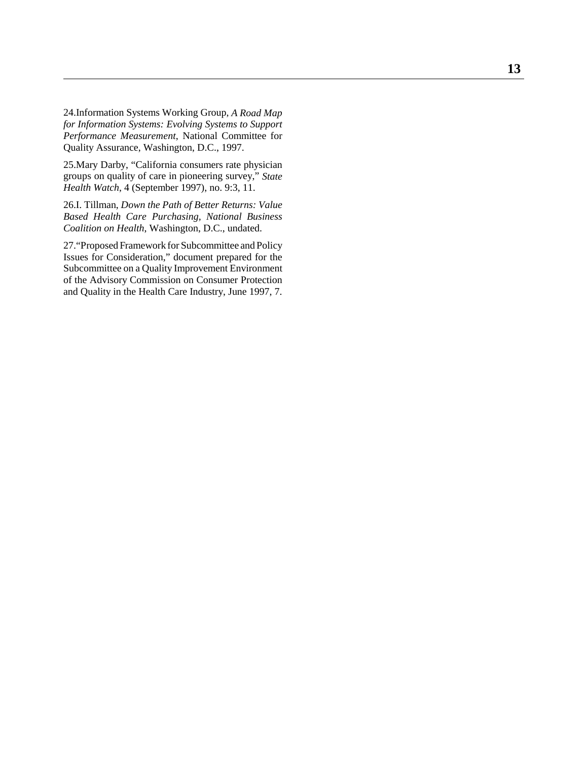24.Information Systems Working Group, *A Road Map for Information Systems: Evolving Systems to Support Performance Measurement*, National Committee for Quality Assurance, Washington, D.C., 1997.

25.Mary Darby, "California consumers rate physician groups on quality of care in pioneering survey," *State Health Watch*, 4 (September 1997), no. 9:3, 11.

26.I. Tillman, *Down the Path of Better Returns: Value Based Health Care Purchasing, National Business Coalition on Health*, Washington, D.C., undated.

27."Proposed Framework for Subcommittee and Policy Issues for Consideration," document prepared for the Subcommittee on a Quality Improvement Environment of the Advisory Commission on Consumer Protection and Quality in the Health Care Industry, June 1997, 7.